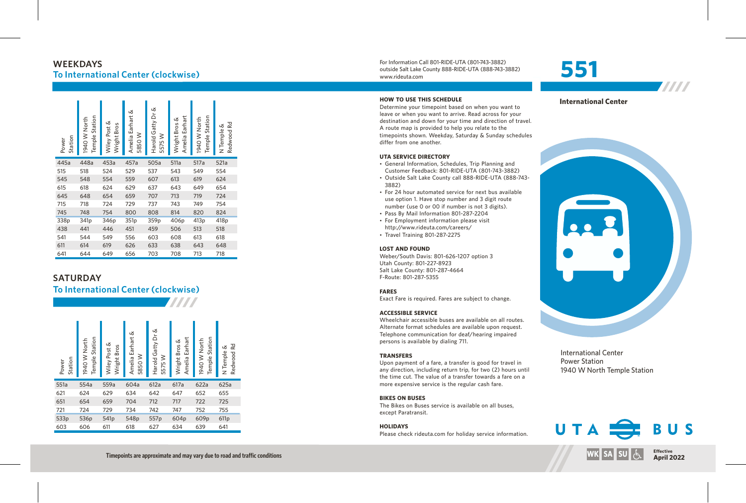## WEEKDAYS
### To International Center (clockwise)

| Power Station | 1940 W North Temple Station | Wiley Post & Wright Bros | Amelia Earhart & 5850 W | Harold Gatty Dr & 5575 W | Wright Bros & Amelia Earhart | 1940 W North Temple Station | N Temple & Redwood Rd |
|---|---|---|---|---|---|---|---|
| 445a | 448a | 453a | 457a | 505a | 511a | 517a | 521a |
| 515 | 518 | 524 | 529 | 537 | 543 | 549 | 554 |
| 545 | 548 | 554 | 559 | 607 | 613 | 619 | 624 |
| 615 | 618 | 624 | 629 | 637 | 643 | 649 | 654 |
| 645 | 648 | 654 | 659 | 707 | 713 | 719 | 724 |
| 715 | 718 | 724 | 729 | 737 | 743 | 749 | 754 |
| 745 | 748 | 754 | 800 | 808 | 814 | 820 | 824 |
| 338p | 341p | 346p | 351p | 359p | 406p | 413p | 418p |
| 438 | 441 | 446 | 451 | 459 | 506 | 513 | 518 |
| 541 | 544 | 549 | 556 | 603 | 608 | 613 | 618 |
| 611 | 614 | 619 | 626 | 633 | 638 | 643 | 648 |
| 641 | 644 | 649 | 656 | 703 | 708 | 713 | 718 |

## SATURDAY
### To International Center (clockwise)

| Power Station | 1940 W North Temple Station | Wiley Post & Wright Bros | Amelia Earhart & 5850 W | Harold Gatty Dr & 5575 W | Wright Bros & Amelia Earhart | 1940 W North Temple Station | N Temple & Redwood Rd |
|---|---|---|---|---|---|---|---|
| 551a | 554a | 559a | 604a | 612a | 617a | 622a | 625a |
| 621 | 624 | 629 | 634 | 642 | 647 | 652 | 655 |
| 651 | 654 | 659 | 704 | 712 | 717 | 722 | 725 |
| 721 | 724 | 729 | 734 | 742 | 747 | 752 | 755 |
| 533p | 536p | 541p | 548p | 557p | 604p | 609p | 611p |
| 603 | 606 | 611 | 618 | 627 | 634 | 639 | 641 |

Timepoints are approximate and may vary due to road and traffic conditions

For Information Call 801-RIDE-UTA (801-743-3882)
outside Salt Lake County 888-RIDE-UTA (888-743-3882)
www.rideuta.com

### HOW TO USE THIS SCHEDULE
Determine your timepoint based on when you want to leave or when you want to arrive. Read across for your destination and down for your time and direction of travel. A route map is provided to help you relate to the timepoints shown. Weekday, Saturday & Sunday schedules differ from one another.

### UTA SERVICE DIRECTORY
- General Information, Schedules, Trip Planning and Customer Feedback: 801-RIDE-UTA (801-743-3882)
- Outside Salt Lake County call 888-RIDE-UTA (888-743-3882)
- For 24 hour automated service for next bus available use option 1. Have stop number and 3 digit route number (use 0 or 00 if number is not 3 digits).
- Pass By Mail Information 801-287-2204
- For Employment information please visit http://www.rideuta.com/careers/
- Travel Training 801-287-2275

### LOST AND FOUND
Weber/South Davis: 801-626-1207 option 3
Utah County: 801-227-8923
Salt Lake County: 801-287-4664
F-Route: 801-287-5355

### FARES
Exact Fare is required. Fares are subject to change.

### ACCESSIBLE SERVICE
Wheelchair accessible buses are available on all routes. Alternate format schedules are available upon request. Telephone communication for deaf/hearing impaired persons is available by dialing 711.

### TRANSFERS
Upon payment of a fare, a transfer is good for travel in any direction, including return trip, for two (2) hours until the time cut. The value of a transfer towards a fare on a more expensive service is the regular cash fare.

### BIKES ON BUSES
The Bikes on Buses service is available on all buses, except Paratransit.

### HOLIDAYS
Please check rideuta.com for holiday service information.

# 551

**International Center**

International Center
Power Station
1940 W North Temple Station

UTA BUS

WK SA SU

Effective
**April 2022**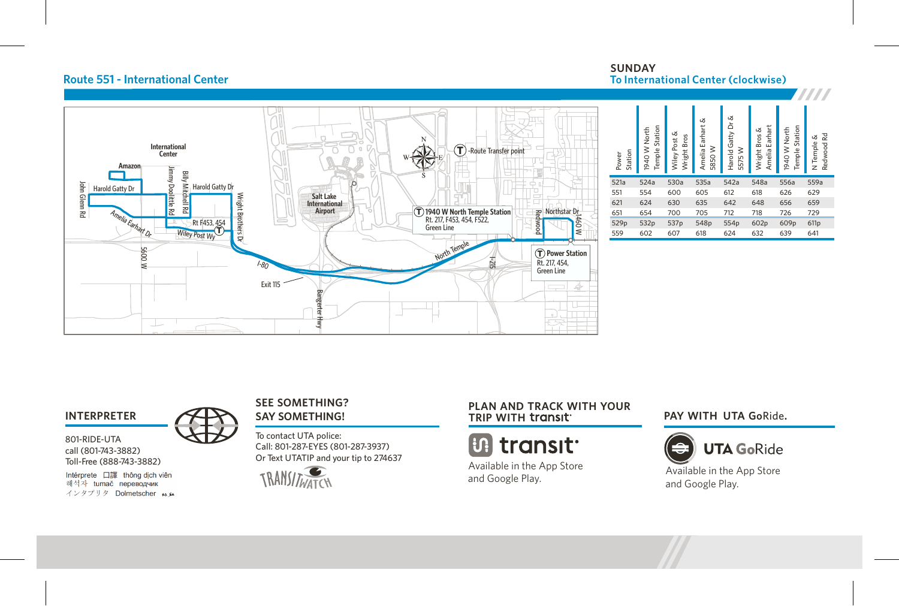## Route 551 - International Center

International Center
Amazon
Harold Gatty Dr
John Glenn Rd
Jimmy Doolittle Rd
Billy Mitchell Rd
Harold Gatty Dr
Wright Brothers Dr
Amelia Earhart Dr
Rt F453, 454
Wiley Post Wy
5600 W
I-80
Exit 115
Bangerter Hwy
Salt Lake International Airport
1940 W North Temple Station
Rt. 217, F453, 454, F522, Green Line
North Temple
I-215
Redwood
Northstar Dr
1460 W
Power Station
Rt. 217, 454, Green Line
T -Route Transfer point

## SUNDAY
### To International Center (clockwise)

| Power Station | 1940 W North Temple Station | Wiley Post & Wright Bros | Amelia Earhart & 5850 W | Harold Gatty Dr & 5575 W | Wright Bros & Amelia Earhart | 1940 W North Temple Station | N Temple & Redwood Rd |
|---|---|---|---|---|---|---|---|
| 521a | 524a | 530a | 535a | 542a | 548a | 556a | 559a |
| 551 | 554 | 600 | 605 | 612 | 618 | 626 | 629 |
| 621 | 624 | 630 | 635 | 642 | 648 | 656 | 659 |
| 651 | 654 | 700 | 705 | 712 | 718 | 726 | 729 |
| 529p | 532p | 537p | 548p | 554p | 602p | 609p | 611p |
| 559 | 602 | 607 | 618 | 624 | 632 | 639 | 641 |

### INTERPRETER

801-RIDE-UTA
call (801-743-3882)
Toll-Free (888-743-3882)

Intérprete 口譯 thông dịch viên
해석자 tumač переводчик
インタプリタ Dolmetscher

### SEE SOMETHING? SAY SOMETHING!

To contact UTA police:
Call: 801-287-EYES (801-287-3937)
Or Text UTATIP and your tip to 274637

TRANSITWATCH

### PLAN AND TRACK WITH YOUR TRIP WITH transit

transit
Available in the App Store and Google Play.

### PAY WITH UTA GoRide.

UTA GoRide
Available in the App Store and Google Play.